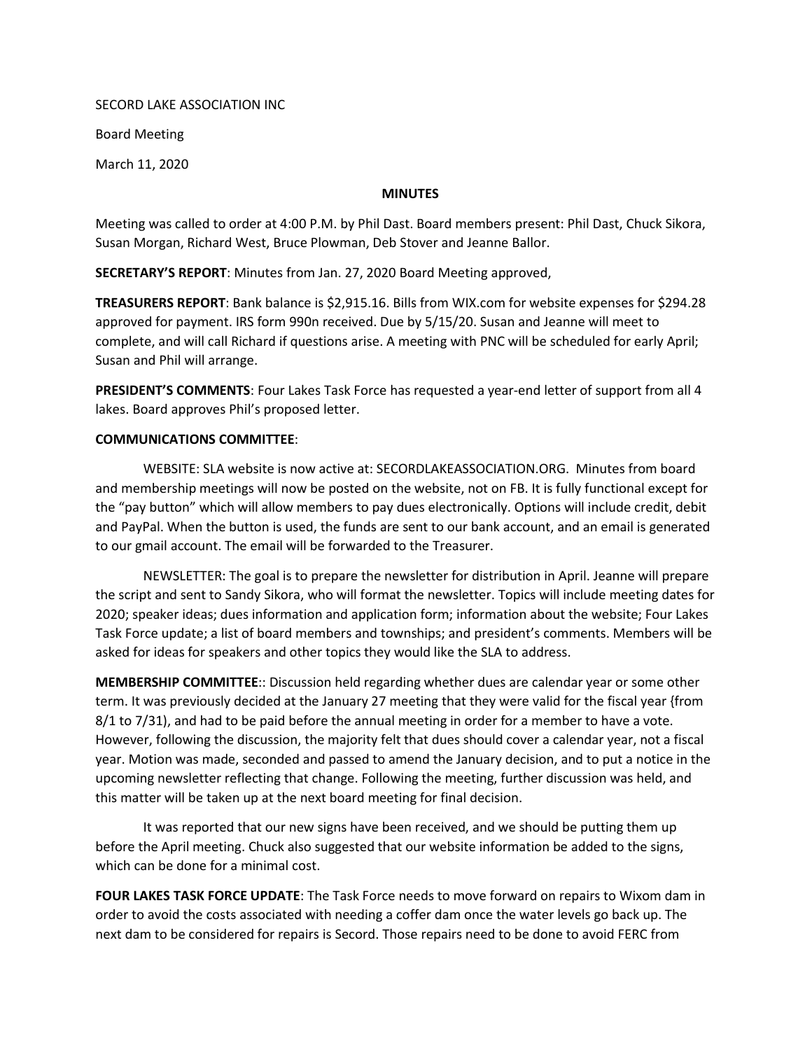SECORD LAKE ASSOCIATION INC

Board Meeting

March 11, 2020

**MINUTES**

Meeting was called to order at 4:00 P.M. by Phil Dast. Board members present: Phil Dast, Chuck Sikora, Susan Morgan, Richard West, Bruce Plowman, Deb Stover and Jeanne Ballor.

**SECRETARY'S REPORT**: Minutes from Jan. 27, 2020 Board Meeting approved,

**TREASURERS REPORT**: Bank balance is $2,915.16. Bills from WIX.com for website expenses for $294.28 approved for payment. IRS form 990n received. Due by 5/15/20. Susan and Jeanne will meet to complete, and will call Richard if questions arise. A meeting with PNC will be scheduled for early April; Susan and Phil will arrange.

**PRESIDENT'S COMMENTS**: Four Lakes Task Force has requested a year-end letter of support from all 4 lakes. Board approves Phil's proposed letter.

**COMMUNICATIONS COMMITTEE**:

WEBSITE: SLA website is now active at: SECORDLAKEASSOCIATION.ORG. Minutes from board and membership meetings will now be posted on the website, not on FB. It is fully functional except for the "pay button" which will allow members to pay dues electronically. Options will include credit, debit and PayPal. When the button is used, the funds are sent to our bank account, and an email is generated to our gmail account. The email will be forwarded to the Treasurer.

NEWSLETTER: The goal is to prepare the newsletter for distribution in April. Jeanne will prepare the script and sent to Sandy Sikora, who will format the newsletter. Topics will include meeting dates for 2020; speaker ideas; dues information and application form; information about the website; Four Lakes Task Force update; a list of board members and townships; and president's comments. Members will be asked for ideas for speakers and other topics they would like the SLA to address.

**MEMBERSHIP COMMITTEE**:: Discussion held regarding whether dues are calendar year or some other term. It was previously decided at the January 27 meeting that they were valid for the fiscal year {from 8/1 to 7/31), and had to be paid before the annual meeting in order for a member to have a vote. However, following the discussion, the majority felt that dues should cover a calendar year, not a fiscal year. Motion was made, seconded and passed to amend the January decision, and to put a notice in the upcoming newsletter reflecting that change. Following the meeting, further discussion was held, and this matter will be taken up at the next board meeting for final decision.

It was reported that our new signs have been received, and we should be putting them up before the April meeting. Chuck also suggested that our website information be added to the signs, which can be done for a minimal cost.

**FOUR LAKES TASK FORCE UPDATE**: The Task Force needs to move forward on repairs to Wixom dam in order to avoid the costs associated with needing a coffer dam once the water levels go back up. The next dam to be considered for repairs is Secord. Those repairs need to be done to avoid FERC from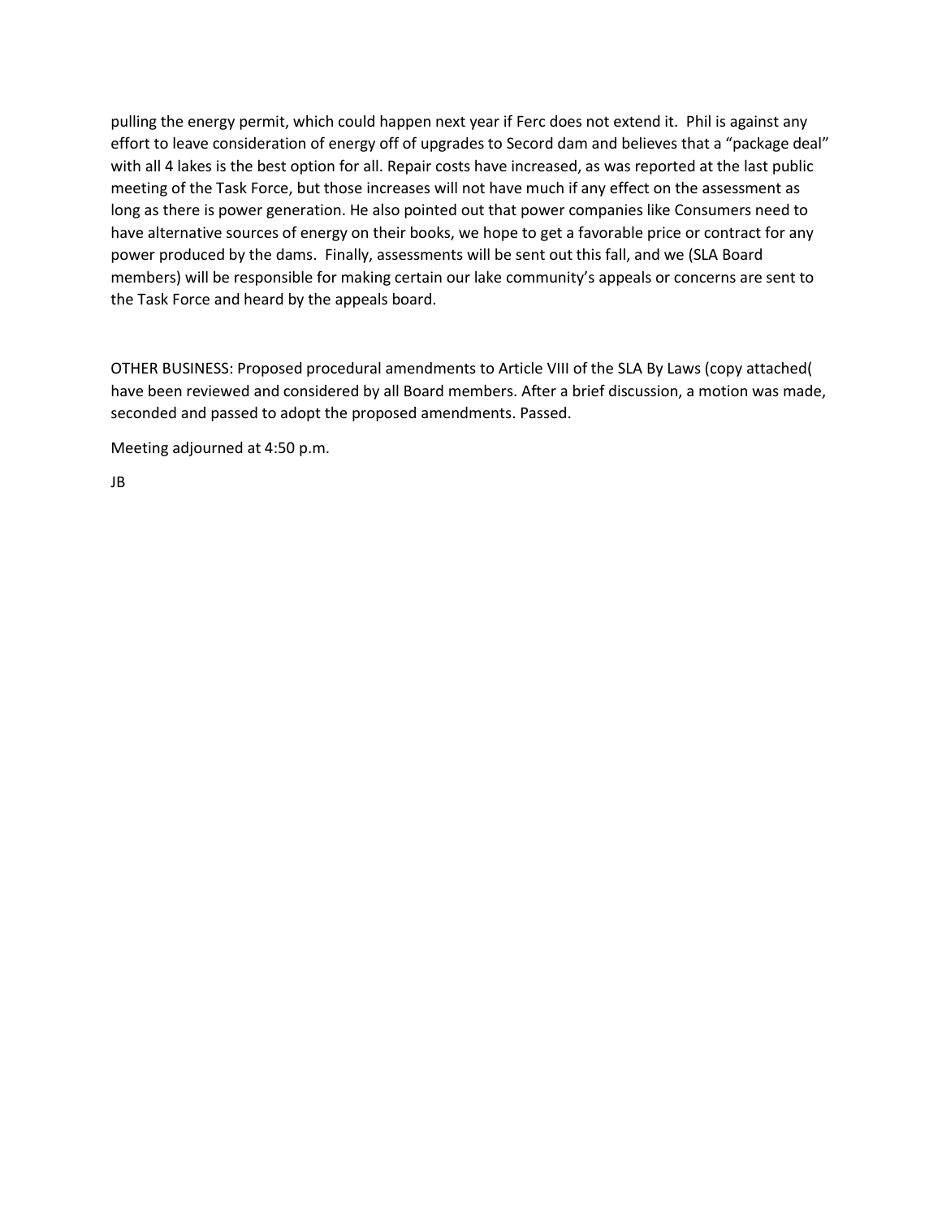pulling the energy permit, which could happen next year if Ferc does not extend it. Phil is against any effort to leave consideration of energy off of upgrades to Secord dam and believes that a "package deal" with all 4 lakes is the best option for all. Repair costs have increased, as was reported at the last public meeting of the Task Force, but those increases will not have much if any effect on the assessment as long as there is power generation. He also pointed out that power companies like Consumers need to have alternative sources of energy on their books, we hope to get a favorable price or contract for any power produced by the dams. Finally, assessments will be sent out this fall, and we (SLA Board members) will be responsible for making certain our lake community's appeals or concerns are sent to the Task Force and heard by the appeals board.

OTHER BUSINESS: Proposed procedural amendments to Article VIII of the SLA By Laws (copy attached( have been reviewed and considered by all Board members. After a brief discussion, a motion was made, seconded and passed to adopt the proposed amendments. Passed.

Meeting adjourned at 4:50 p.m.

JB